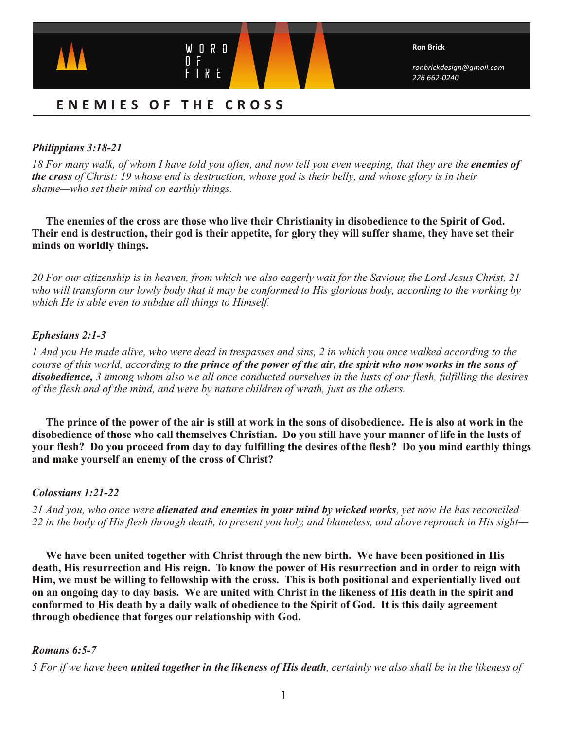WORD OF FIRE

**Ron Brick**

*ronbrickdesign@gmail.com*
*226 662-0240*

# ENEMIES OF THE CROSS

***Philippians 3:18-21***

*18 For many walk, of whom I have told you often, and now tell you even weeping, that they are the **enemies of the cross** of Christ: 19 whose end is destruction, whose god is their belly, and whose glory is in their shame—who set their mind on earthly things.*

**The enemies of the cross are those who live their Christianity in disobedience to the Spirit of God. Their end is destruction, their god is their appetite, for glory they will suffer shame, they have set their minds on worldly things.**

*20 For our citizenship is in heaven, from which we also eagerly wait for the Saviour, the Lord Jesus Christ, 21 who will transform our lowly body that it may be conformed to His glorious body, according to the working by which He is able even to subdue all things to Himself.*

***Ephesians 2:1-3***

*1 And you He made alive, who were dead in trespasses and sins, 2 in which you once walked according to the course of this world, according to **the prince of the power of the air, the spirit who now works in the sons of disobedience,** 3 among whom also we all once conducted ourselves in the lusts of our flesh, fulfilling the desires of the flesh and of the mind, and were by nature children of wrath, just as the others.*

**The prince of the power of the air is still at work in the sons of disobedience. He is also at work in the disobedience of those who call themselves Christian. Do you still have your manner of life in the lusts of your flesh? Do you proceed from day to day fulfilling the desires of the flesh? Do you mind earthly things and make yourself an enemy of the cross of Christ?**

***Colossians 1:21-22***

*21 And you, who once were **alienated and enemies in your mind by wicked works**, yet now He has reconciled 22 in the body of His flesh through death, to present you holy, and blameless, and above reproach in His sight—*

**We have been united together with Christ through the new birth. We have been positioned in His death, His resurrection and His reign. To know the power of His resurrection and in order to reign with Him, we must be willing to fellowship with the cross. This is both positional and experientially lived out on an ongoing day to day basis. We are united with Christ in the likeness of His death in the spirit and conformed to His death by a daily walk of obedience to the Spirit of God. It is this daily agreement through obedience that forges our relationship with God.**

***Romans 6:5-7***

*5 For if we have been **united together in the likeness of His death**, certainly we also shall be in the likeness of*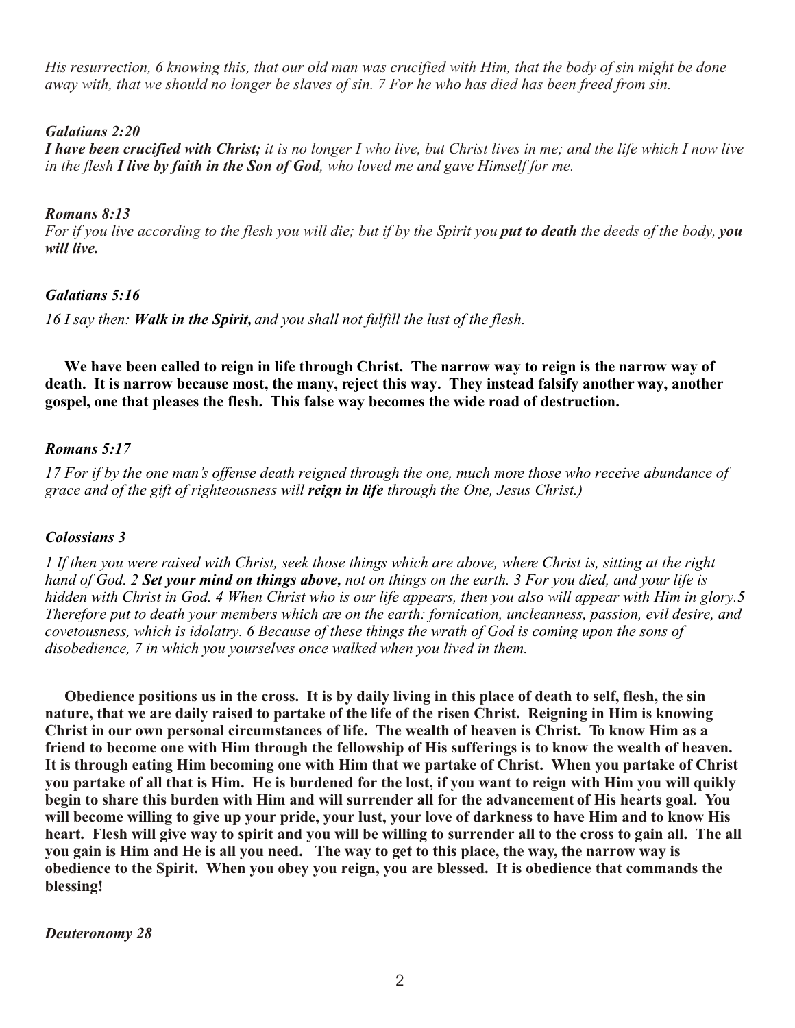*His resurrection, 6 knowing this, that our old man was crucified with Him, that the body of sin might be done away with, that we should no longer be slaves of sin. 7 For he who has died has been freed from sin.*

***Galatians 2:20***

***I have been crucified with Christ;*** *it is no longer I who live, but Christ lives in me; and the life which I now live in the flesh* ***I live by faith in the Son of God****, who loved me and gave Himself for me.*

***Romans 8:13***

*For if you live according to the flesh you will die; but if by the Spirit you* ***put to death*** *the deeds of the body,* ***you will live.***

***Galatians 5:16***

*16 I say then:* ***Walk in the Spirit,*** *and you shall not fulfill the lust of the flesh.*

**We have been called to reign in life through Christ. The narrow way to reign is the narrow way of death. It is narrow because most, the many, reject this way. They instead falsify another way, another gospel, one that pleases the flesh. This false way becomes the wide road of destruction.**

***Romans 5:17***

*17 For if by the one man's offense death reigned through the one, much more those who receive abundance of grace and of the gift of righteousness will* ***reign in life*** *through the One, Jesus Christ.)*

***Colossians 3***

*1 If then you were raised with Christ, seek those things which are above, where Christ is, sitting at the right hand of God. 2* ***Set your mind on things above,*** *not on things on the earth. 3 For you died, and your life is hidden with Christ in God. 4 When Christ who is our life appears, then you also will appear with Him in glory.5 Therefore put to death your members which are on the earth: fornication, uncleanness, passion, evil desire, and covetousness, which is idolatry. 6 Because of these things the wrath of God is coming upon the sons of disobedience, 7 in which you yourselves once walked when you lived in them.*

**Obedience positions us in the cross. It is by daily living in this place of death to self, flesh, the sin nature, that we are daily raised to partake of the life of the risen Christ. Reigning in Him is knowing Christ in our own personal circumstances of life. The wealth of heaven is Christ. To know Him as a friend to become one with Him through the fellowship of His sufferings is to know the wealth of heaven. It is through eating Him becoming one with Him that we partake of Christ. When you partake of Christ you partake of all that is Him. He is burdened for the lost, if you want to reign with Him you will quikly begin to share this burden with Him and will surrender all for the advancement of His hearts goal. You will become willing to give up your pride, your lust, your love of darkness to have Him and to know His heart. Flesh will give way to spirit and you will be willing to surrender all to the cross to gain all. The all you gain is Him and He is all you need. The way to get to this place, the way, the narrow way is obedience to the Spirit. When you obey you reign, you are blessed. It is obedience that commands the blessing!**

***Deuteronomy 28***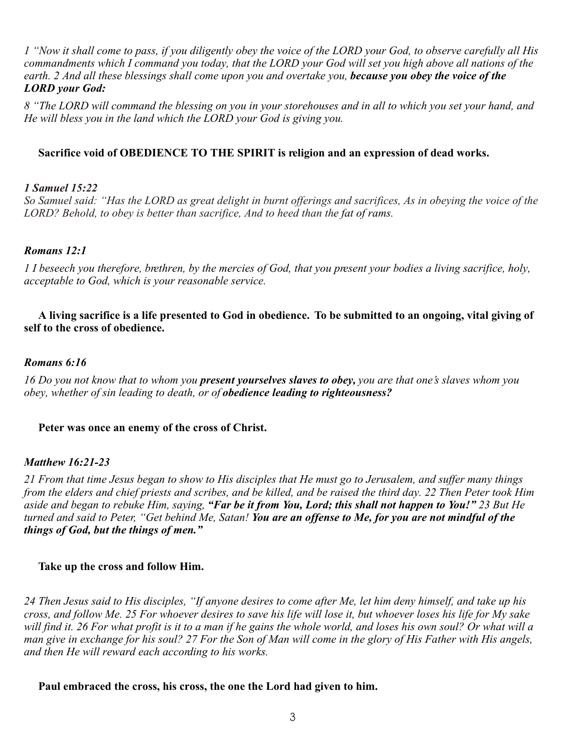*1 "Now it shall come to pass, if you diligently obey the voice of the LORD your God, to observe carefully all His commandments which I command you today, that the LORD your God will set you high above all nations of the earth. 2 And all these blessings shall come upon you and overtake you,* ***because you obey the voice of the LORD your God:***

*8 "The LORD will command the blessing on you in your storehouses and in all to which you set your hand, and He will bless you in the land which the LORD your God is giving you.*

**Sacrifice void of OBEDIENCE TO THE SPIRIT is religion and an expression of dead works.**

***1 Samuel 15:22***

*So Samuel said: "Has the LORD as great delight in burnt offerings and sacrifices, As in obeying the voice of the LORD? Behold, to obey is better than sacrifice, And to heed than the fat of rams.*

***Romans 12:1***

*1 I beseech you therefore, brethren, by the mercies of God, that you present your bodies a living sacrifice, holy, acceptable to God, which is your reasonable service.*

**A living sacrifice is a life presented to God in obedience. To be submitted to an ongoing, vital giving of self to the cross of obedience.**

***Romans 6:16***

*16 Do you not know that to whom you* ***present yourselves slaves to obey,*** *you are that one's slaves whom you obey, whether of sin leading to death, or of* ***obedience leading to righteousness?***

**Peter was once an enemy of the cross of Christ.**

***Matthew 16:21-23***

*21 From that time Jesus began to show to His disciples that He must go to Jerusalem, and suffer many things from the elders and chief priests and scribes, and be killed, and be raised the third day. 22 Then Peter took Him aside and began to rebuke Him, saying,* ***"Far be it from You, Lord; this shall not happen to You!"*** *23 But He turned and said to Peter, "Get behind Me, Satan!* ***You are an offense to Me, for you are not mindful of the things of God, but the things of men."***

**Take up the cross and follow Him.**

*24 Then Jesus said to His disciples, "If anyone desires to come after Me, let him deny himself, and take up his cross, and follow Me. 25 For whoever desires to save his life will lose it, but whoever loses his life for My sake will find it. 26 For what profit is it to a man if he gains the whole world, and loses his own soul? Or what will a man give in exchange for his soul? 27 For the Son of Man will come in the glory of His Father with His angels, and then He will reward each according to his works.*

**Paul embraced the cross, his cross, the one the Lord had given to him.**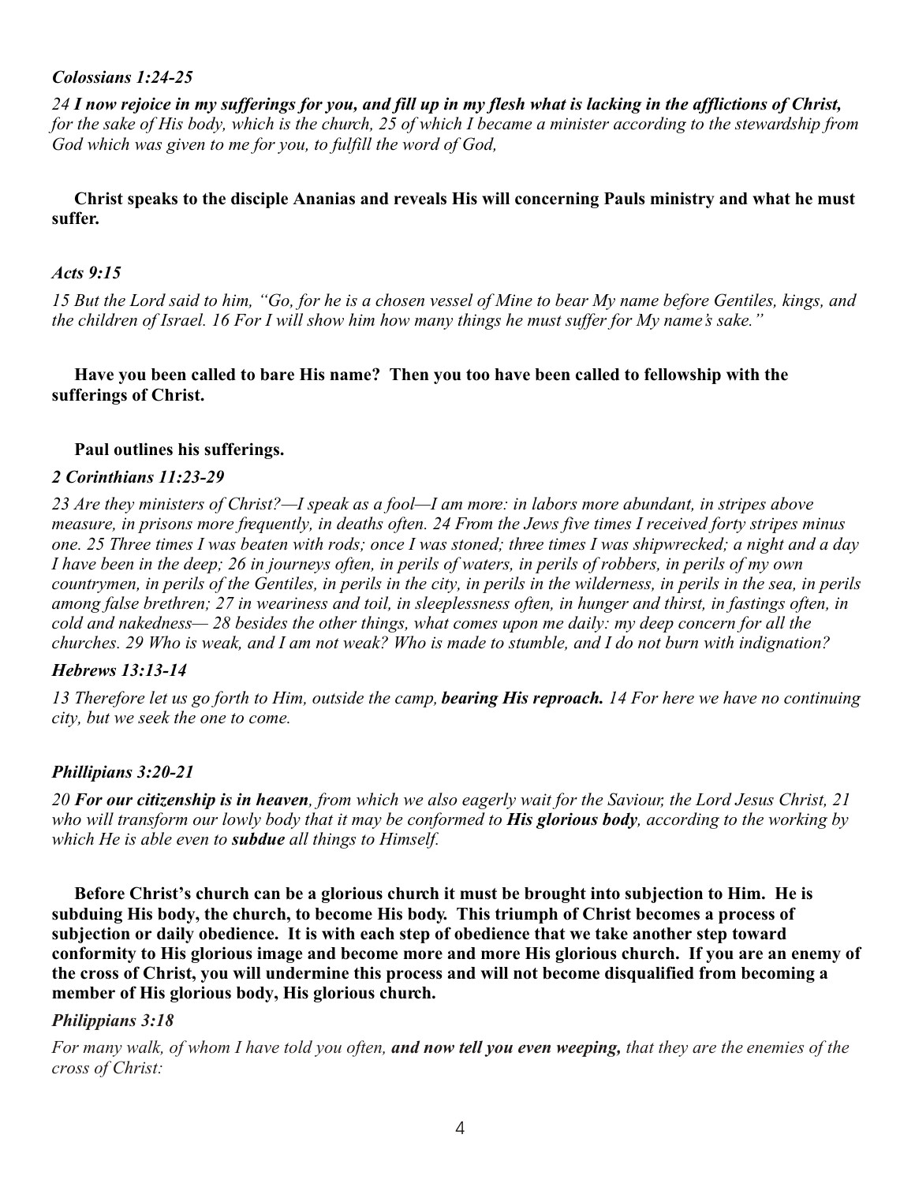***Colossians 1:24-25***

*24 **I now rejoice in my sufferings for you, and fill up in my flesh what is lacking in the afflictions of Christ,** for the sake of His body, which is the church, 25 of which I became a minister according to the stewardship from God which was given to me for you, to fulfill the word of God,*

**Christ speaks to the disciple Ananias and reveals His will concerning Pauls ministry and what he must suffer.**

***Acts 9:15***

*15 But the Lord said to him, "Go, for he is a chosen vessel of Mine to bear My name before Gentiles, kings, and the children of Israel. 16 For I will show him how many things he must suffer for My name's sake."*

**Have you been called to bare His name? Then you too have been called to fellowship with the sufferings of Christ.**

**Paul outlines his sufferings.**

***2 Corinthians 11:23-29***

*23 Are they ministers of Christ?—I speak as a fool—I am more: in labors more abundant, in stripes above measure, in prisons more frequently, in deaths often. 24 From the Jews five times I received forty stripes minus one. 25 Three times I was beaten with rods; once I was stoned; three times I was shipwrecked; a night and a day I have been in the deep; 26 in journeys often, in perils of waters, in perils of robbers, in perils of my own countrymen, in perils of the Gentiles, in perils in the city, in perils in the wilderness, in perils in the sea, in perils among false brethren; 27 in weariness and toil, in sleeplessness often, in hunger and thirst, in fastings often, in cold and nakedness— 28 besides the other things, what comes upon me daily: my deep concern for all the churches. 29 Who is weak, and I am not weak? Who is made to stumble, and I do not burn with indignation?*

***Hebrews 13:13-14***

*13 Therefore let us go forth to Him, outside the camp, **bearing His reproach.** 14 For here we have no continuing city, but we seek the one to come.*

***Phillipians 3:20-21***

*20 **For our citizenship is in heaven**, from which we also eagerly wait for the Saviour, the Lord Jesus Christ, 21 who will transform our lowly body that it may be conformed to **His glorious body**, according to the working by which He is able even to **subdue** all things to Himself.*

**Before Christ's church can be a glorious church it must be brought into subjection to Him. He is subduing His body, the church, to become His body. This triumph of Christ becomes a process of subjection or daily obedience. It is with each step of obedience that we take another step toward conformity to His glorious image and become more and more His glorious church. If you are an enemy of the cross of Christ, you will undermine this process and will not become disqualified from becoming a member of His glorious body, His glorious church.**

***Philippians 3:18***

*For many walk, of whom I have told you often, **and now tell you even weeping,** that they are the enemies of the cross of Christ:*